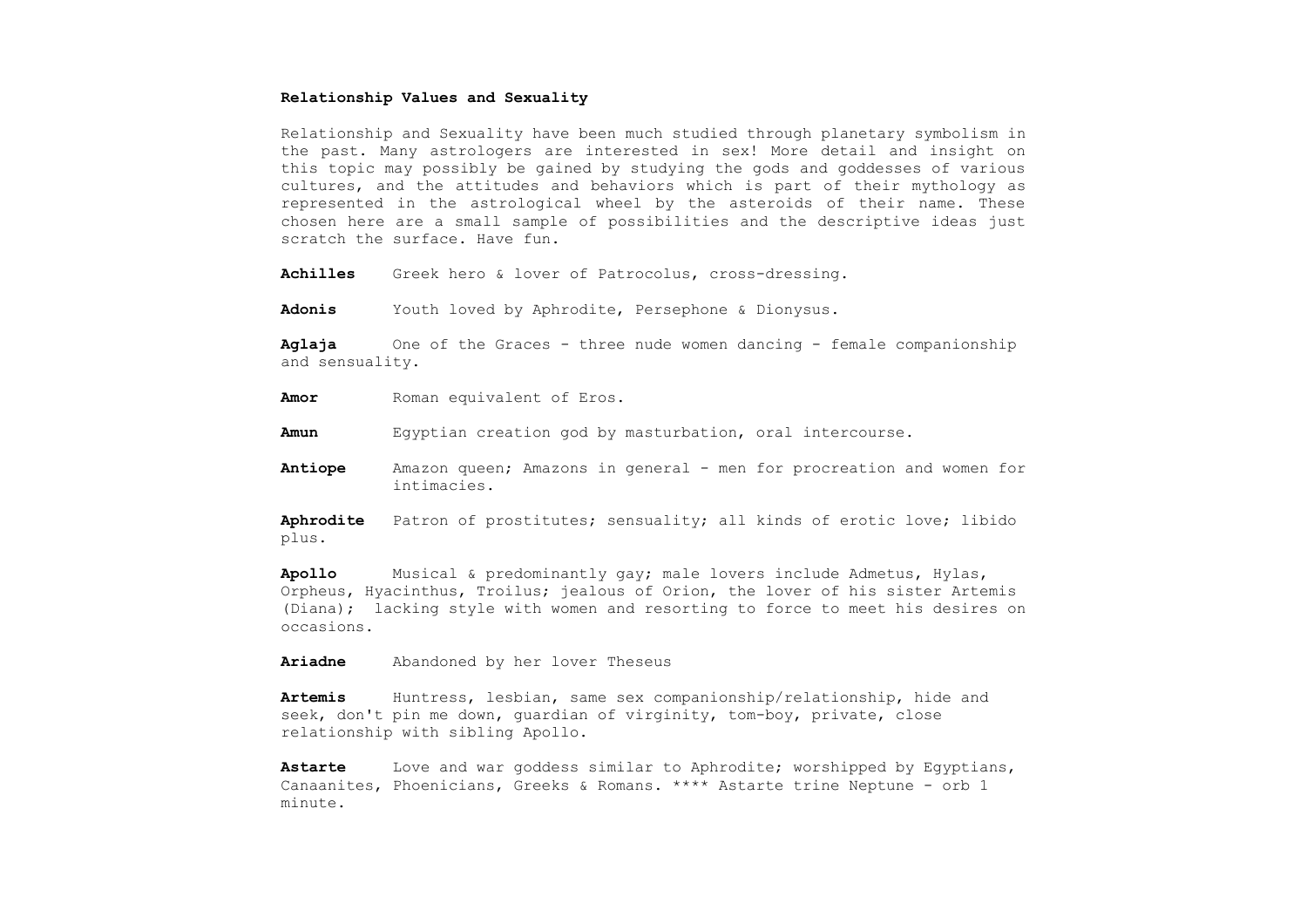**Relationship Values and Sexuality**

Relationship and Sexuality have been much studied through planetary symbolism in the past. Many astrologers are interested in sex! More detail and insight on this topic may possibly be gained by studying the gods and goddesses of various cultures, and the attitudes and behaviors which is part of their mythology as represented in the astrological wheel by the asteroids of their name. These chosen here are a small sample of possibilities and the descriptive ideas just scratch the surface. Have fun.

**Achilles** Greek hero & lover of Patrocolus, cross-dressing.

**Adonis** Youth loved by Aphrodite, Persephone & Dionysus.

**Aglaja** One of the Graces - three nude women dancing - female companionship and sensuality.

**Amor** Roman equivalent of Eros.

**Amun** Egyptian creation god by masturbation, oral intercourse.

**Antiope** Amazon queen; Amazons in general - men for procreation and women for intimacies.

**Aphrodite** Patron of prostitutes; sensuality; all kinds of erotic love; libido plus.

**Apollo** Musical & predominantly gay; male lovers include Admetus, Hylas, Orpheus, Hyacinthus, Troilus; jealous of Orion, the lover of his sister Artemis (Diana); lacking style with women and resorting to force to meet his desires on occasions.

**Ariadne** Abandoned by her lover Theseus

**Artemis** Huntress, lesbian, same sex companionship/relationship, hide and seek, don't pin me down, guardian of virginity, tom-boy, private, close relationship with sibling Apollo.

**Astarte** Love and war goddess similar to Aphrodite; worshipped by Egyptians, Canaanites, Phoenicians, Greeks & Romans. **** Astarte trine Neptune - orb 1 minute.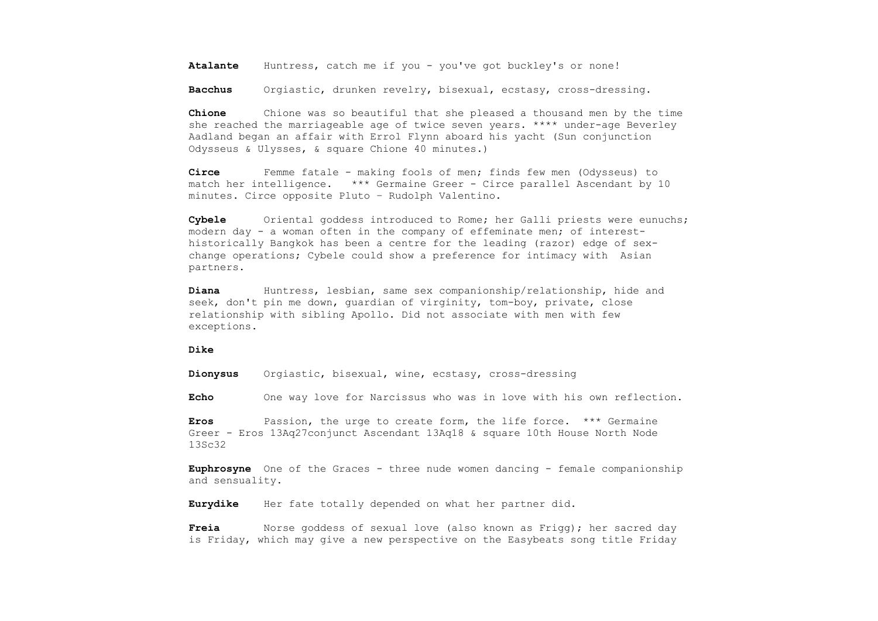**Atalante** Huntress, catch me if you - you've got buckley's or none!

**Bacchus** Orgiastic, drunken revelry, bisexual, ecstasy, cross-dressing.

**Chione** Chione was so beautiful that she pleased a thousand men by the time she reached the marriageable age of twice seven years. **** under-age Beverley Aadland began an affair with Errol Flynn aboard his yacht (Sun conjunction Odysseus & Ulysses, & square Chione 40 minutes.)

**Circe** Femme fatale - making fools of men; finds few men (Odysseus) to match her intelligence. *** Germaine Greer - Circe parallel Ascendant by 10 minutes. Circe opposite Pluto – Rudolph Valentino.

**Cybele** Oriental goddess introduced to Rome; her Galli priests were eunuchs; modern day - a woman often in the company of effeminate men; of interest-historically Bangkok has been a centre for the leading (razor) edge of sex-change operations; Cybele could show a preference for intimacy with Asian partners.

**Diana** Huntress, lesbian, same sex companionship/relationship, hide and seek, don't pin me down, guardian of virginity, tom-boy, private, close relationship with sibling Apollo. Did not associate with men with few exceptions.

**Dike**

**Dionysus** Orgiastic, bisexual, wine, ecstasy, cross-dressing

**Echo** One way love for Narcissus who was in love with his own reflection.

**Eros** Passion, the urge to create form, the life force. *** Germaine Greer - Eros 13Aq27conjunct Ascendant 13Aq18 & square 10th House North Node 13Sc32

**Euphrosyne** One of the Graces - three nude women dancing - female companionship and sensuality.

**Eurydike** Her fate totally depended on what her partner did.

**Freia** Norse goddess of sexual love (also known as Frigg); her sacred day is Friday, which may give a new perspective on the Easybeats song title Friday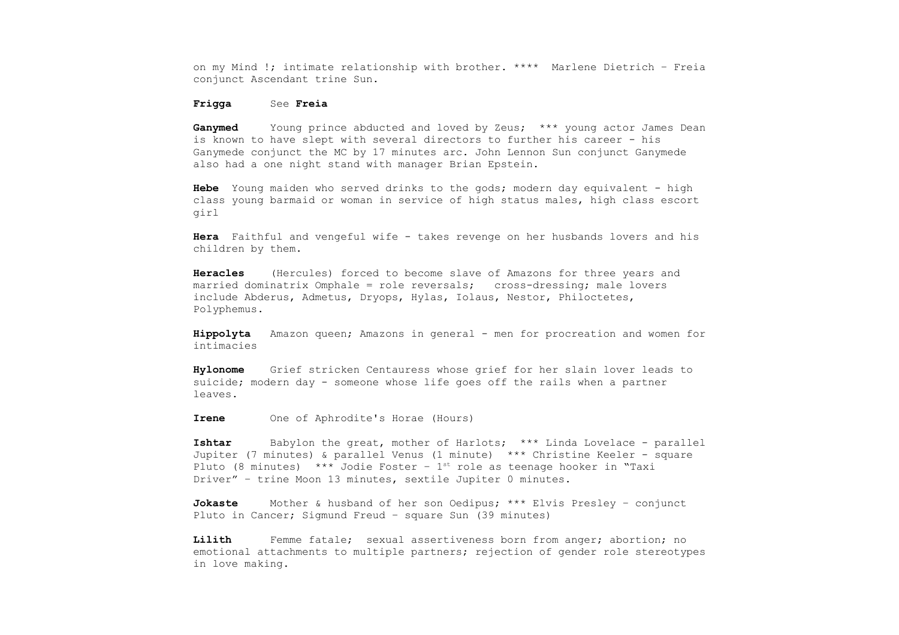on my Mind !; intimate relationship with brother. **** Marlene Dietrich – Freia conjunct Ascendant trine Sun.

**Frigga** See **Freia**

**Ganymed** Young prince abducted and loved by Zeus; *** young actor James Dean is known to have slept with several directors to further his career - his Ganymede conjunct the MC by 17 minutes arc. John Lennon Sun conjunct Ganymede also had a one night stand with manager Brian Epstein.

**Hebe** Young maiden who served drinks to the gods; modern day equivalent - high class young barmaid or woman in service of high status males, high class escort girl

**Hera** Faithful and vengeful wife - takes revenge on her husbands lovers and his children by them.

**Heracles** (Hercules) forced to become slave of Amazons for three years and married dominatrix Omphale = role reversals; cross-dressing; male lovers include Abderus, Admetus, Dryops, Hylas, Iolaus, Nestor, Philoctetes, Polyphemus.

**Hippolyta** Amazon queen; Amazons in general - men for procreation and women for intimacies

**Hylonome** Grief stricken Centauress whose grief for her slain lover leads to suicide; modern day - someone whose life goes off the rails when a partner leaves.

**Irene** One of Aphrodite's Horae (Hours)

**Ishtar** Babylon the great, mother of Harlots; *** Linda Lovelace - parallel Jupiter (7 minutes) & parallel Venus (1 minute) *** Christine Keeler - square Pluto (8 minutes) *** Jodie Foster – 1st role as teenage hooker in "Taxi Driver" – trine Moon 13 minutes, sextile Jupiter 0 minutes.

**Jokaste** Mother & husband of her son Oedipus; *** Elvis Presley – conjunct Pluto in Cancer; Sigmund Freud – square Sun (39 minutes)

**Lilith** Femme fatale; sexual assertiveness born from anger; abortion; no emotional attachments to multiple partners; rejection of gender role stereotypes in love making.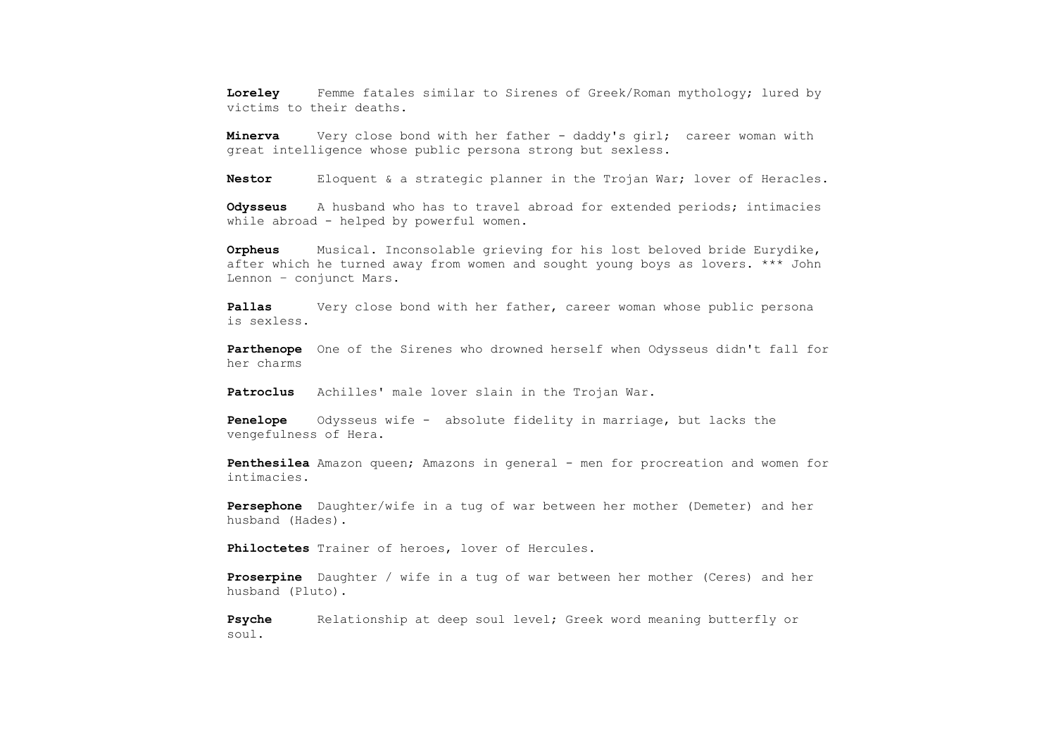**Loreley** Femme fatales similar to Sirenes of Greek/Roman mythology; lured by victims to their deaths.

**Minerva** Very close bond with her father - daddy's girl; career woman with great intelligence whose public persona strong but sexless.

**Nestor** Eloquent & a strategic planner in the Trojan War; lover of Heracles.

**Odysseus** A husband who has to travel abroad for extended periods; intimacies while abroad - helped by powerful women.

**Orpheus** Musical. Inconsolable grieving for his lost beloved bride Eurydike, after which he turned away from women and sought young boys as lovers. *** John Lennon – conjunct Mars.

**Pallas** Very close bond with her father, career woman whose public persona is sexless.

**Parthenope** One of the Sirenes who drowned herself when Odysseus didn't fall for her charms

**Patroclus** Achilles' male lover slain in the Trojan War.

**Penelope** Odysseus wife - absolute fidelity in marriage, but lacks the vengefulness of Hera.

**Penthesilea** Amazon queen; Amazons in general - men for procreation and women for intimacies.

**Persephone** Daughter/wife in a tug of war between her mother (Demeter) and her husband (Hades).

**Philoctetes** Trainer of heroes, lover of Hercules.

**Proserpine** Daughter / wife in a tug of war between her mother (Ceres) and her husband (Pluto).

**Psyche** Relationship at deep soul level; Greek word meaning butterfly or soul.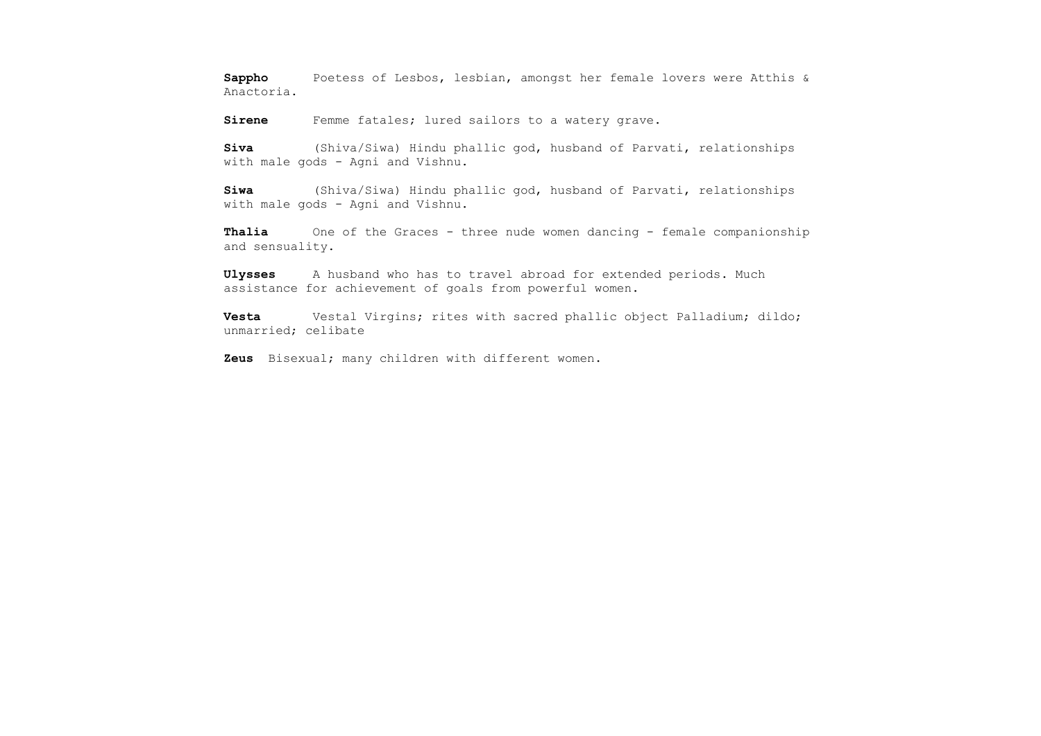**Sappho** Poetess of Lesbos, lesbian, amongst her female lovers were Atthis & Anactoria.

**Sirene** Femme fatales; lured sailors to a watery grave.

**Siva** (Shiva/Siwa) Hindu phallic god, husband of Parvati, relationships with male gods - Agni and Vishnu.

**Siwa** (Shiva/Siwa) Hindu phallic god, husband of Parvati, relationships with male gods - Agni and Vishnu.

**Thalia** One of the Graces - three nude women dancing - female companionship and sensuality.

**Ulysses** A husband who has to travel abroad for extended periods. Much assistance for achievement of goals from powerful women.

**Vesta** Vestal Virgins; rites with sacred phallic object Palladium; dildo; unmarried; celibate

**Zeus** Bisexual; many children with different women.